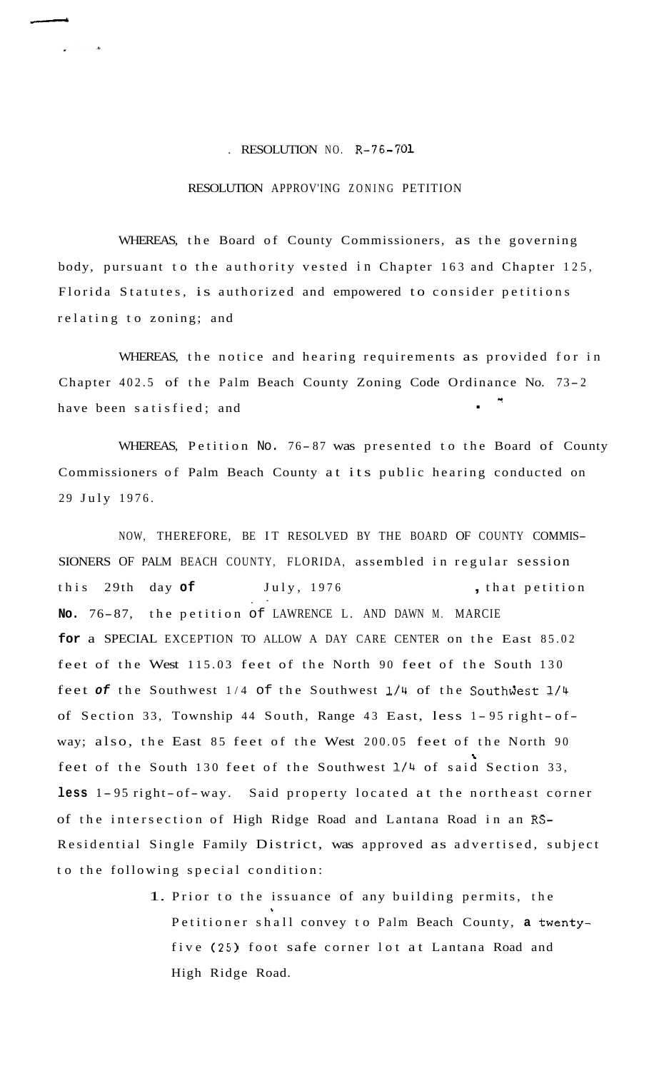RESOLUTION NO. R-76-701

RESOLUTION APPROVING ZONING PETITION

WHEREAS, the Board of County Commissioners, as the governing body, pursuant to the authority vested in Chapter 163 and Chapter 125, Florida Statutes, is authorized and empowered to consider petitions relating to zoning; and

WHEREAS, the notice and hearing requirements as provided for in Chapter 402.5 of the Palm Beach County Zoning Code Ordinance No. 73-2 have been satisfied; and

WHEREAS, Petition No. 76-87 was presented to the Board of County Commissioners of Palm Beach County at its public hearing conducted on 29 July 1976.

NOW, THEREFORE, BE IT RESOLVED BY THE BOARD OF COUNTY COMMISSIONERS OF PALM BEACH COUNTY, FLORIDA, assembled in regular session this 29th day **of** July, 1976, that petition **No.** 76-87, the petition of LAWRENCE L. AND DAWN M. MARCIE **for** a SPECIAL EXCEPTION TO ALLOW A DAY CARE CENTER on the East 85.02 feet of the West 115.03 feet of the North 90 feet of the South 130 feet ***of*** the Southwest 1/4 of the Southwest 1/4 of the Southwest 1/4 of Section 33, Township 44 South, Range 43 East, less 1-95 right-of-way; also, the East 85 feet of the West 200.05 feet of the North 90 feet of the South 130 feet of the Southwest 1/4 of said Section 33, **less** 1-95 right-of-way. Said property located at the northeast corner of the intersection of High Ridge Road and Lantana Road in an RS-Residential Single Family District, was approved as advertised, subject to the following special condition:

1. Prior to the issuance of any building permits, the Petitioner shall convey to Palm Beach County, **a** twenty-five (25) foot safe corner lot at Lantana Road and High Ridge Road.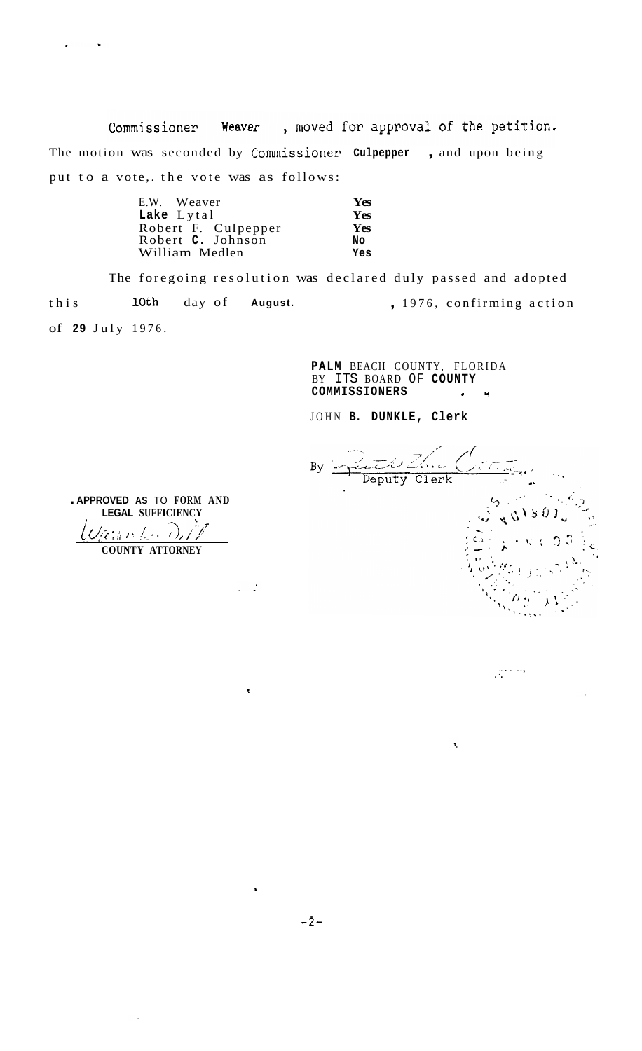Commissioner Weaver, moved for approval of the petition. The motion was seconded by Commissioner Culpepper, and upon being put to a vote,. the vote was as follows:

| | |
|---|---|
| E.W. Weaver | Yes |
| Lake Lytal | Yes |
| Robert F. Culpepper | Yes |
| Robert C. Johnson | No |
| William Medlen | Yes |

The foregoing resolution was declared duly passed and adopted this 10th day of August., 1976, confirming action of 29 July 1976.

PALM BEACH COUNTY, FLORIDA
BY ITS BOARD OF COUNTY COMMISSIONERS

JOHN B. DUNKLE, Clerk

By ______________________
Deputy Clerk

APPROVED AS TO FORM AND LEGAL SUFFICIENCY

______________________
COUNTY ATTORNEY